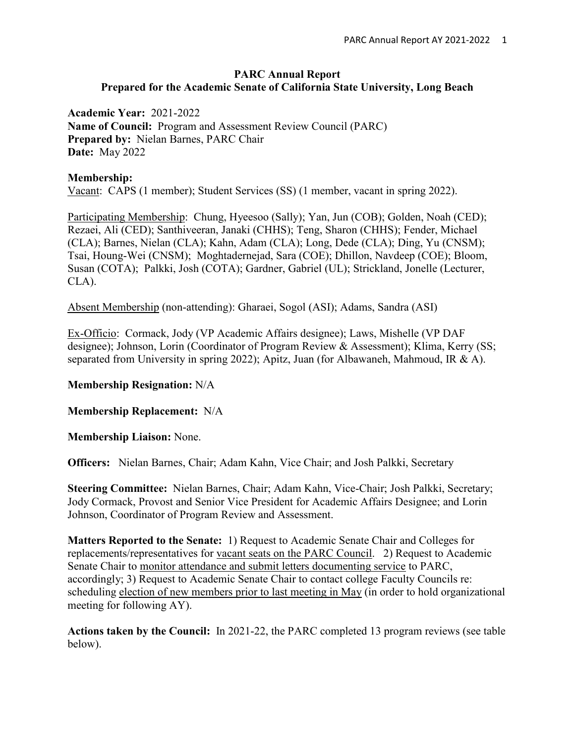# PARC Annual Report
## Prepared for the Academic Senate of California State University, Long Beach

**Academic Year:** 2021-2022
**Name of Council:** Program and Assessment Review Council (PARC)
**Prepared by:** Nielan Barnes, PARC Chair
**Date:** May 2022

**Membership:**

<u>Vacant</u>: CAPS (1 member); Student Services (SS) (1 member, vacant in spring 2022).

<u>Participating Membership</u>: Chung, Hyeesoo (Sally); Yan, Jun (COB); Golden, Noah (CED); Rezaei, Ali (CED); Santhiveeran, Janaki (CHHS); Teng, Sharon (CHHS); Fender, Michael (CLA); Barnes, Nielan (CLA); Kahn, Adam (CLA); Long, Dede (CLA); Ding, Yu (CNSM); Tsai, Houng-Wei (CNSM); Moghtadernejad, Sara (COE); Dhillon, Navdeep (COE); Bloom, Susan (COTA); Palkki, Josh (COTA); Gardner, Gabriel (UL); Strickland, Jonelle (Lecturer, CLA).

<u>Absent Membership</u> (non-attending): Gharaei, Sogol (ASI); Adams, Sandra (ASI)

<u>Ex-Officio</u>: Cormack, Jody (VP Academic Affairs designee); Laws, Mishelle (VP DAF designee); Johnson, Lorin (Coordinator of Program Review & Assessment); Klima, Kerry (SS; separated from University in spring 2022); Apitz, Juan (for Albawaneh, Mahmoud, IR & A).

**Membership Resignation:** N/A

**Membership Replacement:** N/A

**Membership Liaison:** None.

**Officers:** Nielan Barnes, Chair; Adam Kahn, Vice Chair; and Josh Palkki, Secretary

**Steering Committee:** Nielan Barnes, Chair; Adam Kahn, Vice-Chair; Josh Palkki, Secretary; Jody Cormack, Provost and Senior Vice President for Academic Affairs Designee; and Lorin Johnson, Coordinator of Program Review and Assessment.

**Matters Reported to the Senate:** 1) Request to Academic Senate Chair and Colleges for replacements/representatives for <u>vacant seats on the PARC Council</u>. 2) Request to Academic Senate Chair to <u>monitor attendance and submit letters documenting service</u> to PARC, accordingly; 3) Request to Academic Senate Chair to contact college Faculty Councils re: scheduling <u>election of new members prior to last meeting in May</u> (in order to hold organizational meeting for following AY).

**Actions taken by the Council:** In 2021-22, the PARC completed 13 program reviews (see table below).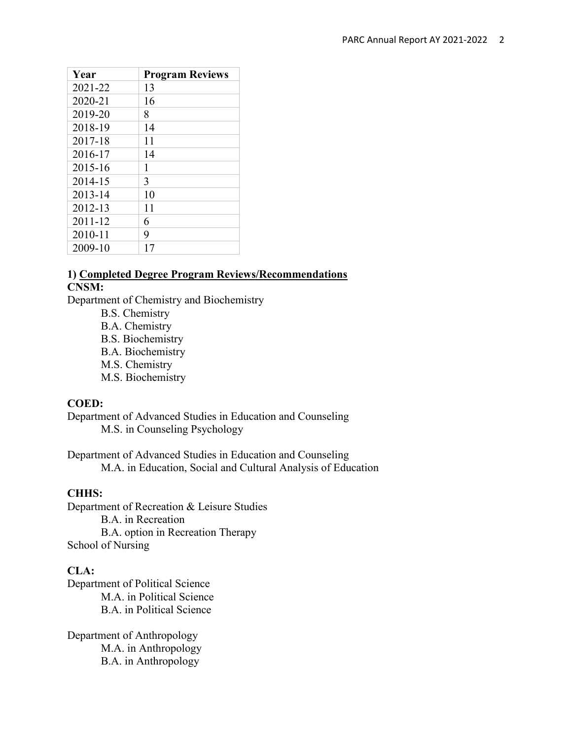| Year | Program Reviews |
| --- | --- |
| 2021-22 | 13 |
| 2020-21 | 16 |
| 2019-20 | 8 |
| 2018-19 | 14 |
| 2017-18 | 11 |
| 2016-17 | 14 |
| 2015-16 | 1 |
| 2014-15 | 3 |
| 2013-14 | 10 |
| 2012-13 | 11 |
| 2011-12 | 6 |
| 2010-11 | 9 |
| 2009-10 | 17 |

**1) Completed Degree Program Reviews/Recommendations**

**CNSM:**

Department of Chemistry and Biochemistry

- B.S. Chemistry
- B.A. Chemistry
- B.S. Biochemistry
- B.A. Biochemistry
- M.S. Chemistry
- M.S. Biochemistry

**COED:**

Department of Advanced Studies in Education and Counseling

- M.S. in Counseling Psychology

Department of Advanced Studies in Education and Counseling

- M.A. in Education, Social and Cultural Analysis of Education

**CHHS:**

Department of Recreation & Leisure Studies

- B.A. in Recreation
- B.A. option in Recreation Therapy

School of Nursing

**CLA:**

Department of Political Science

- M.A. in Political Science
- B.A. in Political Science

Department of Anthropology

- M.A. in Anthropology
- B.A. in Anthropology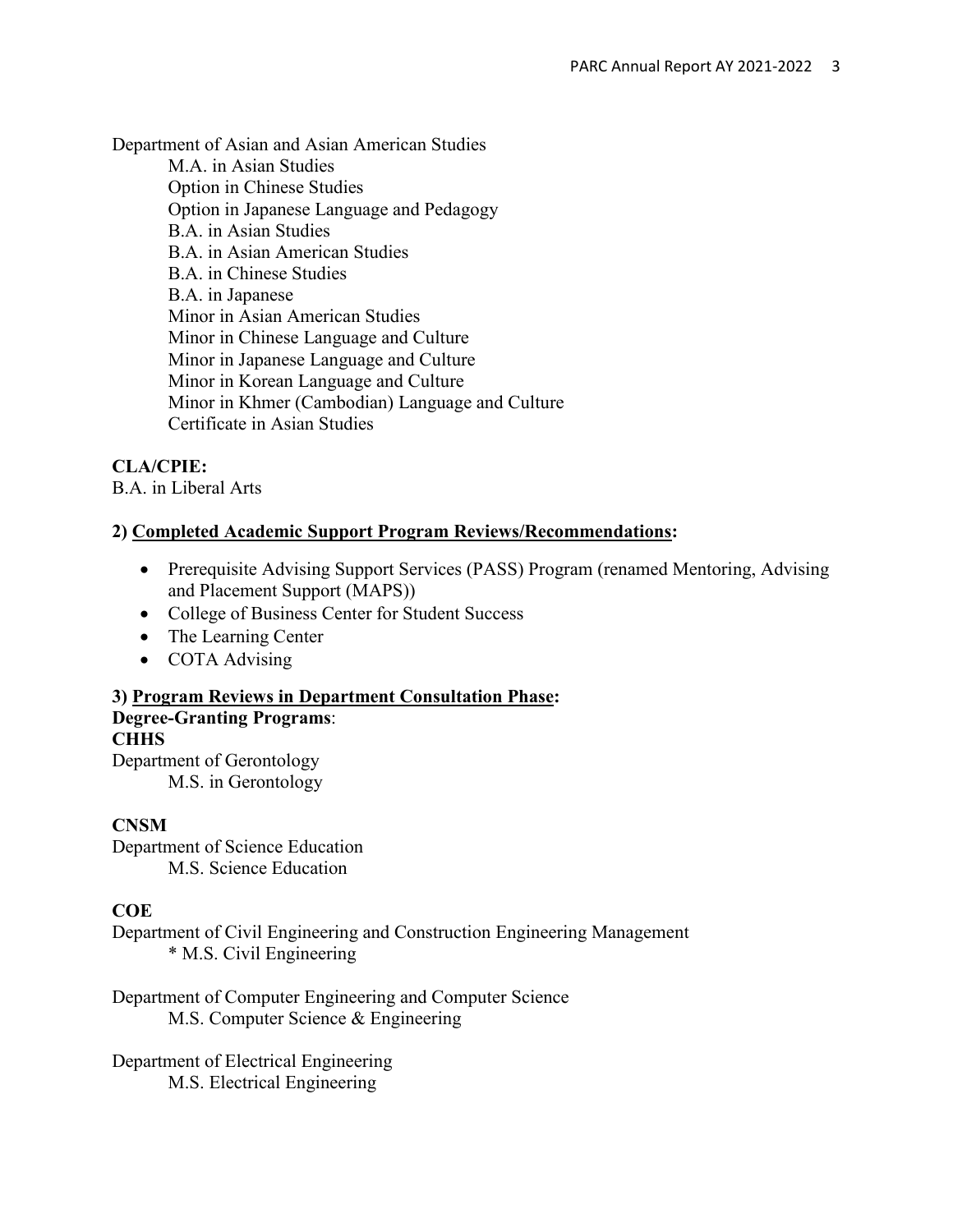Department of Asian and Asian American Studies

- M.A. in Asian Studies
- Option in Chinese Studies
- Option in Japanese Language and Pedagogy
- B.A. in Asian Studies
- B.A. in Asian American Studies
- B.A. in Chinese Studies
- B.A. in Japanese
- Minor in Asian American Studies
- Minor in Chinese Language and Culture
- Minor in Japanese Language and Culture
- Minor in Korean Language and Culture
- Minor in Khmer (Cambodian) Language and Culture
- Certificate in Asian Studies

**CLA/CPIE:**

B.A. in Liberal Arts

**2) <u>Completed Academic Support Program Reviews/Recommendations</u>:**

- Prerequisite Advising Support Services (PASS) Program (renamed Mentoring, Advising and Placement Support (MAPS))
- College of Business Center for Student Success
- The Learning Center
- COTA Advising

**3) <u>Program Reviews in Department Consultation Phase</u>:**

**Degree-Granting Programs**:

**CHHS**

Department of Gerontology

- M.S. in Gerontology

**CNSM**

Department of Science Education

- M.S. Science Education

**COE**

Department of Civil Engineering and Construction Engineering Management

- \* M.S. Civil Engineering

Department of Computer Engineering and Computer Science

- M.S. Computer Science & Engineering

Department of Electrical Engineering

- M.S. Electrical Engineering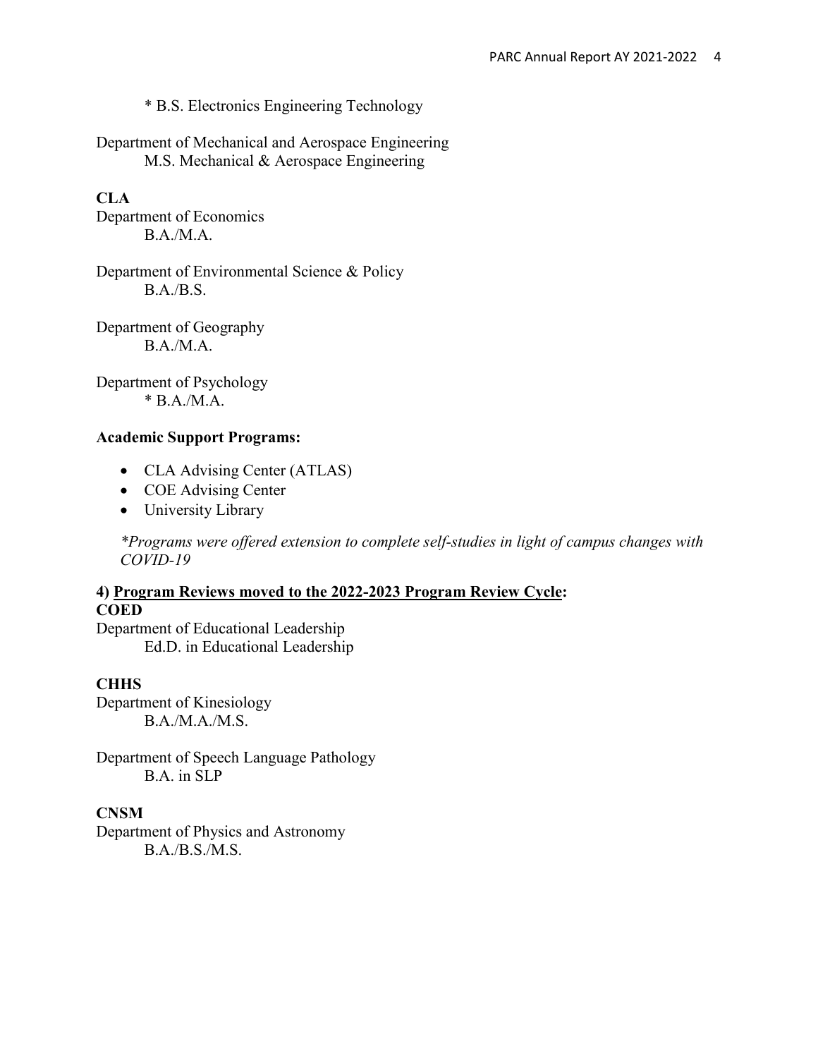* B.S. Electronics Engineering Technology

Department of Mechanical and Aerospace Engineering
M.S. Mechanical & Aerospace Engineering

**CLA**
Department of Economics
B.A./M.A.

Department of Environmental Science & Policy
B.A./B.S.

Department of Geography
B.A./M.A.

Department of Psychology
* B.A./M.A.

**Academic Support Programs:**

- CLA Advising Center (ATLAS)
- COE Advising Center
- University Library

*\*Programs were offered extension to complete self-studies in light of campus changes with COVID-19*

**4) <u>Program Reviews moved to the 2022-2023 Program Review Cycle</u>:**
**COED**
Department of Educational Leadership
Ed.D. in Educational Leadership

**CHHS**
Department of Kinesiology
B.A./M.A./M.S.

Department of Speech Language Pathology
B.A. in SLP

**CNSM**
Department of Physics and Astronomy
B.A./B.S./M.S.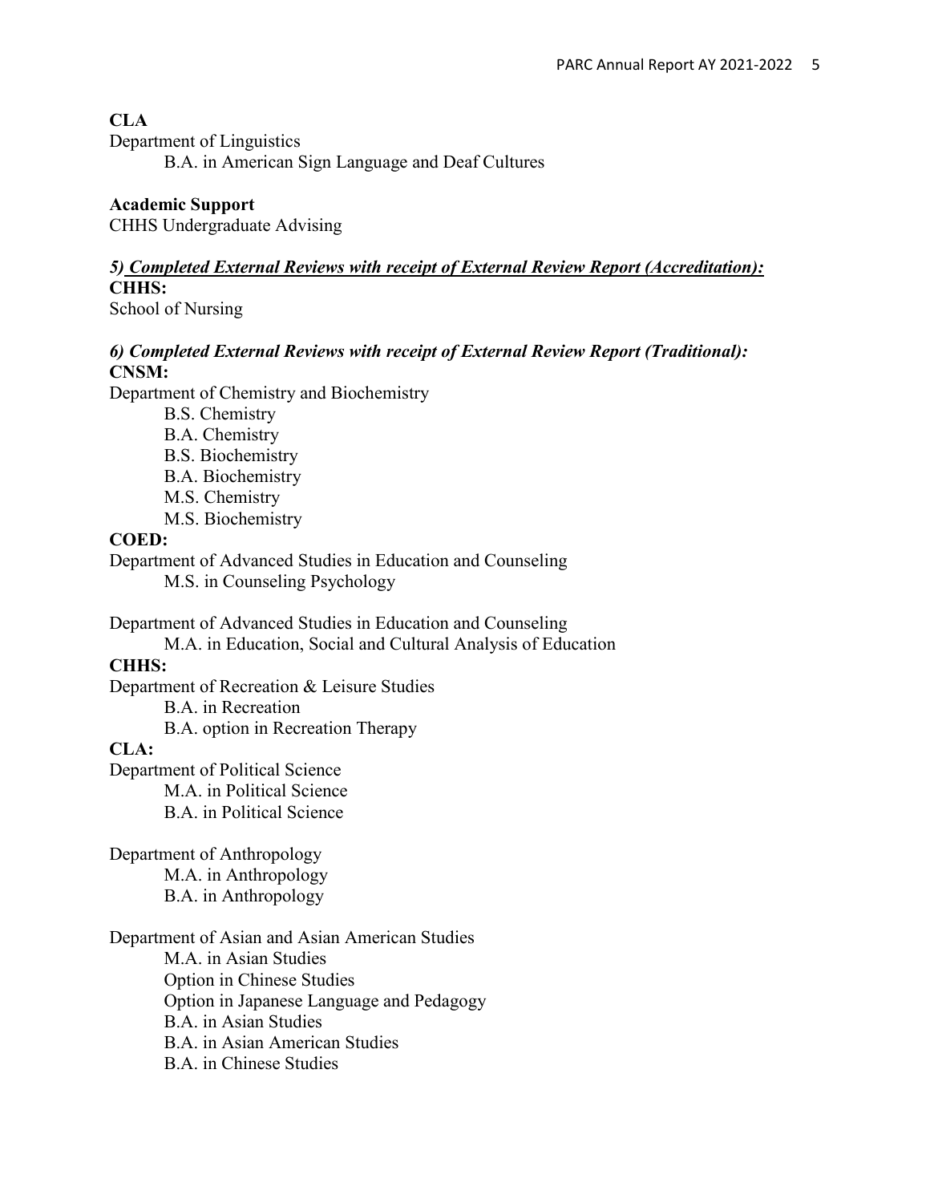**CLA**

Department of Linguistics

- B.A. in American Sign Language and Deaf Cultures

**Academic Support**

CHHS Undergraduate Advising

***5) Completed External Reviews with receipt of External Review Report (Accreditation):***

**CHHS:**

School of Nursing

***6) Completed External Reviews with receipt of External Review Report (Traditional):***

**CNSM:**

Department of Chemistry and Biochemistry

- B.S. Chemistry
- B.A. Chemistry
- B.S. Biochemistry
- B.A. Biochemistry
- M.S. Chemistry
- M.S. Biochemistry

**COED:**

Department of Advanced Studies in Education and Counseling

- M.S. in Counseling Psychology

Department of Advanced Studies in Education and Counseling

- M.A. in Education, Social and Cultural Analysis of Education

**CHHS:**

Department of Recreation & Leisure Studies

- B.A. in Recreation
- B.A. option in Recreation Therapy

**CLA:**

Department of Political Science

- M.A. in Political Science
- B.A. in Political Science

Department of Anthropology

- M.A. in Anthropology
- B.A. in Anthropology

Department of Asian and Asian American Studies

- M.A. in Asian Studies
- Option in Chinese Studies
- Option in Japanese Language and Pedagogy
- B.A. in Asian Studies
- B.A. in Asian American Studies
- B.A. in Chinese Studies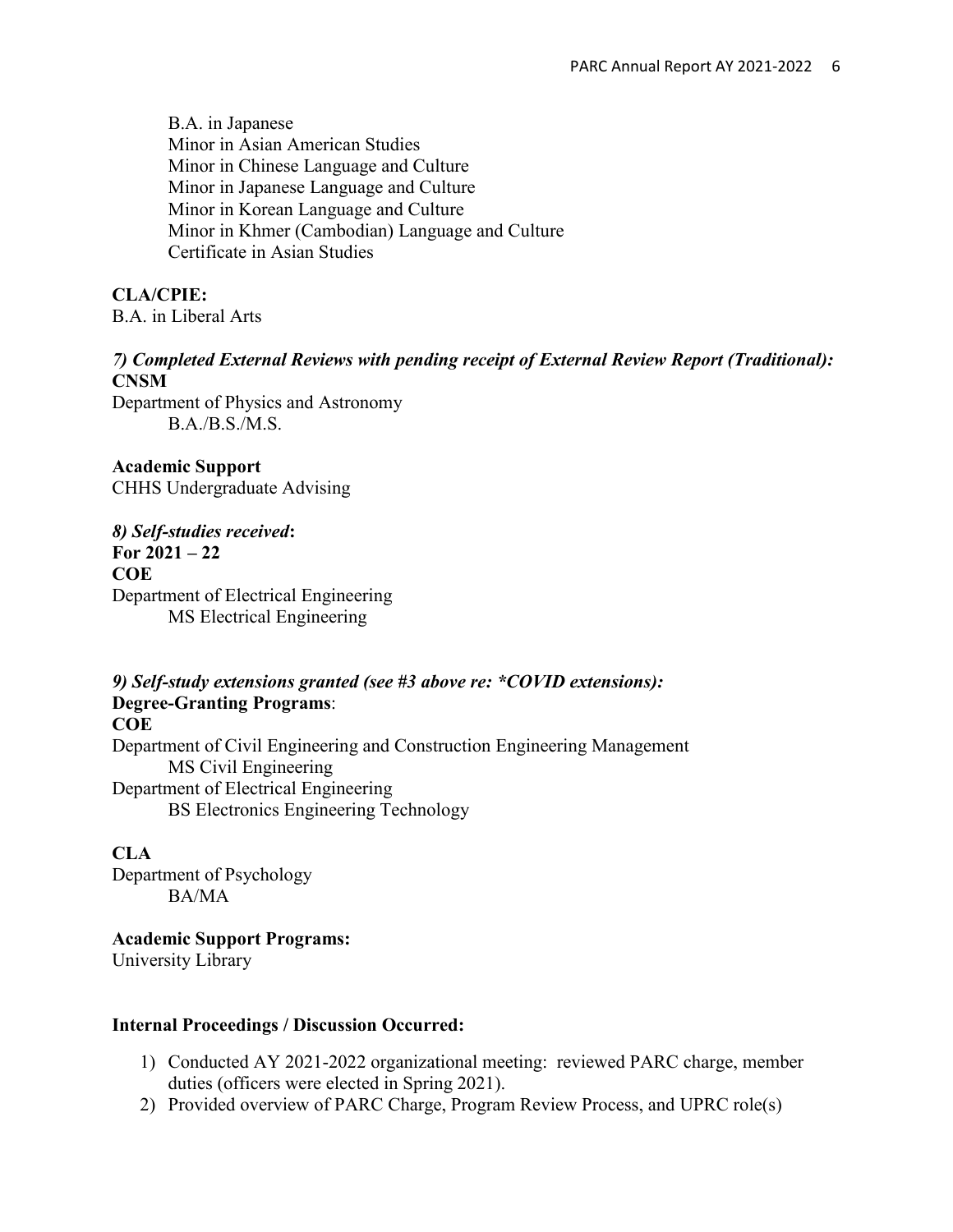B.A. in Japanese
Minor in Asian American Studies
Minor in Chinese Language and Culture
Minor in Japanese Language and Culture
Minor in Korean Language and Culture
Minor in Khmer (Cambodian) Language and Culture
Certificate in Asian Studies

**CLA/CPIE:**
B.A. in Liberal Arts

***7) Completed External Reviews with pending receipt of External Review Report (Traditional):***
**CNSM**
Department of Physics and Astronomy
B.A./B.S./M.S.

**Academic Support**
CHHS Undergraduate Advising

***8) Self-studies received*:**
**For 2021 – 22**
**COE**
Department of Electrical Engineering
MS Electrical Engineering

***9) Self-study extensions granted (see #3 above re: *COVID extensions):***
**Degree-Granting Programs**:
**COE**
Department of Civil Engineering and Construction Engineering Management
MS Civil Engineering
Department of Electrical Engineering
BS Electronics Engineering Technology

**CLA**
Department of Psychology
BA/MA

**Academic Support Programs:**
University Library

**Internal Proceedings / Discussion Occurred:**

1) Conducted AY 2021-2022 organizational meeting: reviewed PARC charge, member duties (officers were elected in Spring 2021).
2) Provided overview of PARC Charge, Program Review Process, and UPRC role(s)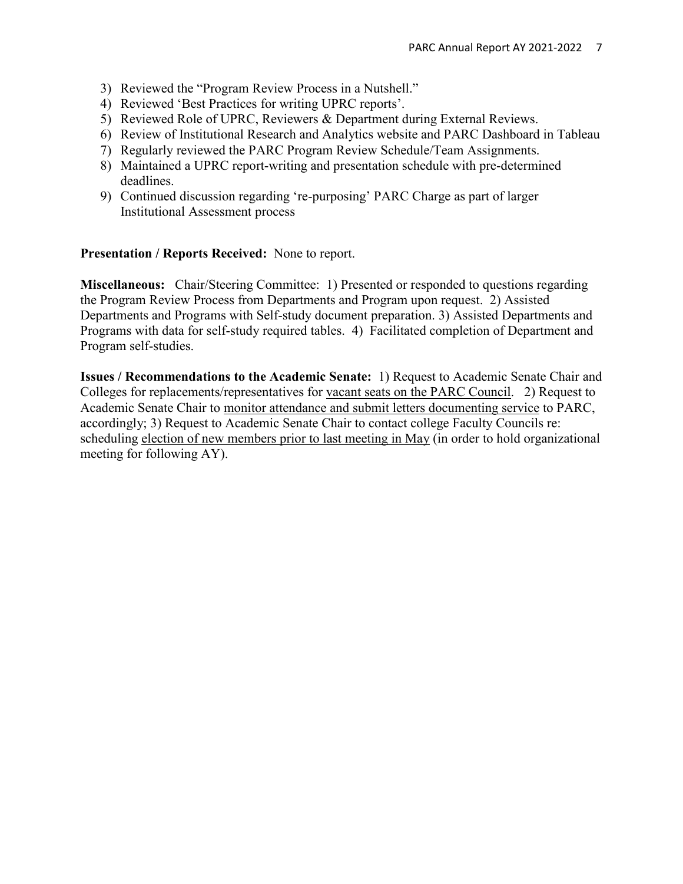3) Reviewed the "Program Review Process in a Nutshell."
4) Reviewed 'Best Practices for writing UPRC reports'.
5) Reviewed Role of UPRC, Reviewers & Department during External Reviews.
6) Review of Institutional Research and Analytics website and PARC Dashboard in Tableau
7) Regularly reviewed the PARC Program Review Schedule/Team Assignments.
8) Maintained a UPRC report-writing and presentation schedule with pre-determined deadlines.
9) Continued discussion regarding 're-purposing' PARC Charge as part of larger Institutional Assessment process

**Presentation / Reports Received:** None to report.

**Miscellaneous:** Chair/Steering Committee: 1) Presented or responded to questions regarding the Program Review Process from Departments and Program upon request. 2) Assisted Departments and Programs with Self-study document preparation. 3) Assisted Departments and Programs with data for self-study required tables. 4) Facilitated completion of Department and Program self-studies.

**Issues / Recommendations to the Academic Senate:** 1) Request to Academic Senate Chair and Colleges for replacements/representatives for <u>vacant seats on the PARC Council</u>. 2) Request to Academic Senate Chair to <u>monitor attendance and submit letters documenting service</u> to PARC, accordingly; 3) Request to Academic Senate Chair to contact college Faculty Councils re: scheduling <u>election of new members prior to last meeting in May</u> (in order to hold organizational meeting for following AY).